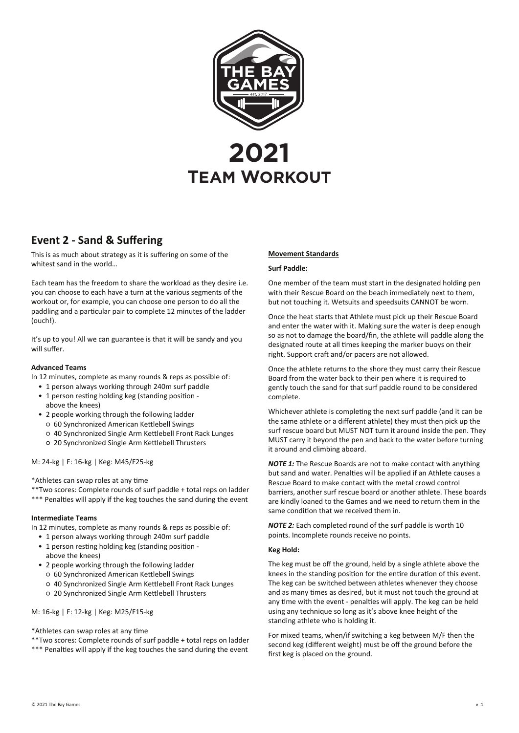# 2021
# Team Workout

## Event 2 - Sand & Suffering

This is as much about strategy as it is suffering on some of the whitest sand in the world…

Each team has the freedom to share the workload as they desire i.e. you can choose to each have a turn at the various segments of the workout or, for example, you can choose one person to do all the paddling and a particular pair to complete 12 minutes of the ladder (ouch!).

It's up to you! All we can guarantee is that it will be sandy and you will suffer.

#### Advanced Teams

In 12 minutes, complete as many rounds & reps as possible of:

- 1 person always working through 240m surf paddle
- 1 person resting holding keg (standing position - above the knees)
- 2 people working through the following ladder
  - 60 Synchronized American Kettlebell Swings
  - 40 Synchronized Single Arm Kettlebell Front Rack Lunges
  - 20 Synchronized Single Arm Kettlebell Thrusters

M: 24-kg | F: 16-kg | Keg: M45/F25-kg

*Athletes can swap roles at any time
**Two scores: Complete rounds of surf paddle + total reps on ladder
*** Penalties will apply if the keg touches the sand during the event

#### Intermediate Teams

In 12 minutes, complete as many rounds & reps as possible of:

- 1 person always working through 240m surf paddle
- 1 person resting holding keg (standing position - above the knees)
- 2 people working through the following ladder
  - 60 Synchronized American Kettlebell Swings
  - 40 Synchronized Single Arm Kettlebell Front Rack Lunges
  - 20 Synchronized Single Arm Kettlebell Thrusters

M: 16-kg | F: 12-kg | Keg: M25/F15-kg

*Athletes can swap roles at any time
**Two scores: Complete rounds of surf paddle + total reps on ladder
*** Penalties will apply if the keg touches the sand during the event

#### Movement Standards

**Surf Paddle:**

One member of the team must start in the designated holding pen with their Rescue Board on the beach immediately next to them, but not touching it. Wetsuits and speedsuits CANNOT be worn.

Once the heat starts that Athlete must pick up their Rescue Board and enter the water with it. Making sure the water is deep enough so as not to damage the board/fin, the athlete will paddle along the designated route at all times keeping the marker buoys on their right. Support craft and/or pacers are not allowed.

Once the athlete returns to the shore they must carry their Rescue Board from the water back to their pen where it is required to gently touch the sand for that surf paddle round to be considered complete.

Whichever athlete is completing the next surf paddle (and it can be the same athlete or a different athlete) they must then pick up the surf rescue board but MUST NOT turn it around inside the pen. They MUST carry it beyond the pen and back to the water before turning it around and climbing aboard.

***NOTE 1:*** The Rescue Boards are not to make contact with anything but sand and water. Penalties will be applied if an Athlete causes a Rescue Board to make contact with the metal crowd control barriers, another surf rescue board or another athlete. These boards are kindly loaned to the Games and we need to return them in the same condition that we received them in.

***NOTE 2:*** Each completed round of the surf paddle is worth 10 points. Incomplete rounds receive no points.

**Keg Hold:**

The keg must be off the ground, held by a single athlete above the knees in the standing position for the entire duration of this event. The keg can be switched between athletes whenever they choose and as many times as desired, but it must not touch the ground at any time with the event - penalties will apply. The keg can be held using any technique so long as it's above knee height of the standing athlete who is holding it.

For mixed teams, when/if switching a keg between M/F then the second keg (different weight) must be off the ground before the first keg is placed on the ground.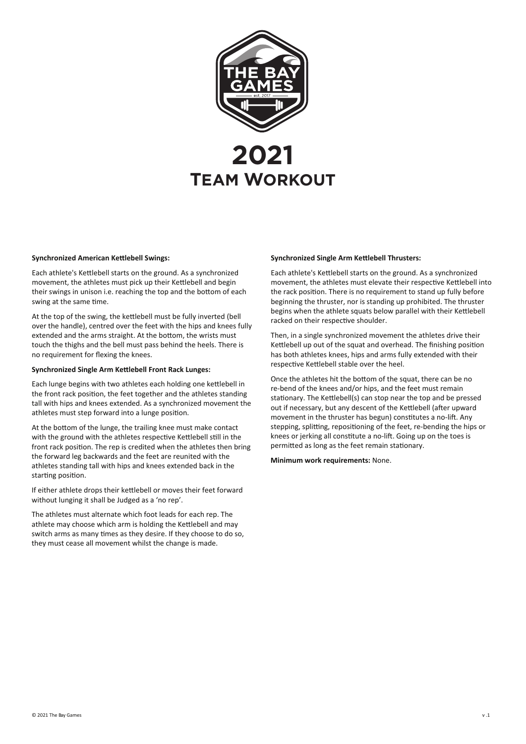# 2021
## Team Workout

**Synchronized American Kettlebell Swings:**

Each athlete's Kettlebell starts on the ground. As a synchronized movement, the athletes must pick up their Kettlebell and begin their swings in unison i.e. reaching the top and the bottom of each swing at the same time.

At the top of the swing, the kettlebell must be fully inverted (bell over the handle), centred over the feet with the hips and knees fully extended and the arms straight. At the bottom, the wrists must touch the thighs and the bell must pass behind the heels. There is no requirement for flexing the knees.

**Synchronized Single Arm Kettlebell Front Rack Lunges:**

Each lunge begins with two athletes each holding one kettlebell in the front rack position, the feet together and the athletes standing tall with hips and knees extended. As a synchronized movement the athletes must step forward into a lunge position.

At the bottom of the lunge, the trailing knee must make contact with the ground with the athletes respective Kettlebell still in the front rack position. The rep is credited when the athletes then bring the forward leg backwards and the feet are reunited with the athletes standing tall with hips and knees extended back in the starting position.

If either athlete drops their kettlebell or moves their feet forward without lunging it shall be Judged as a 'no rep'.

The athletes must alternate which foot leads for each rep. The athlete may choose which arm is holding the Kettlebell and may switch arms as many times as they desire. If they choose to do so, they must cease all movement whilst the change is made.

**Synchronized Single Arm Kettlebell Thrusters:**

Each athlete's Kettlebell starts on the ground. As a synchronized movement, the athletes must elevate their respective Kettlebell into the rack position. There is no requirement to stand up fully before beginning the thruster, nor is standing up prohibited. The thruster begins when the athlete squats below parallel with their Kettlebell racked on their respective shoulder.

Then, in a single synchronized movement the athletes drive their Kettlebell up out of the squat and overhead. The finishing position has both athletes knees, hips and arms fully extended with their respective Kettlebell stable over the heel.

Once the athletes hit the bottom of the squat, there can be no re-bend of the knees and/or hips, and the feet must remain stationary. The Kettlebell(s) can stop near the top and be pressed out if necessary, but any descent of the Kettlebell (after upward movement in the thruster has begun) constitutes a no-lift. Any stepping, splitting, repositioning of the feet, re-bending the hips or knees or jerking all constitute a no-lift. Going up on the toes is permitted as long as the feet remain stationary.

**Minimum work requirements:** None.